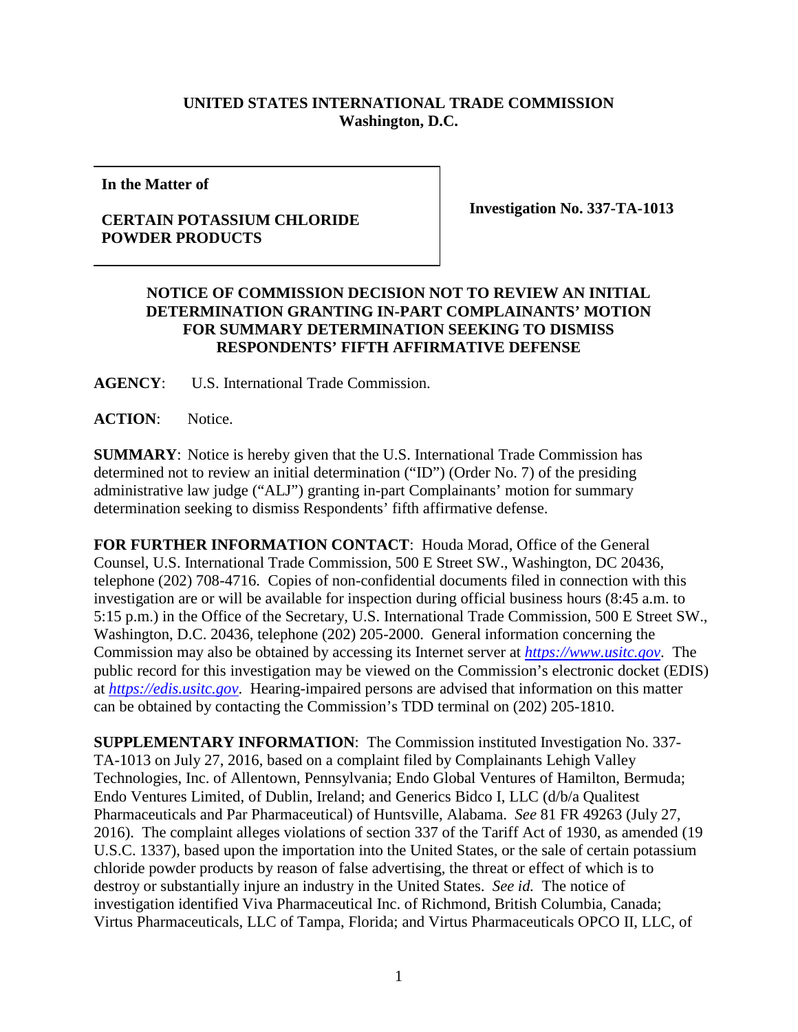**UNITED STATES INTERNATIONAL TRADE COMMISSION**
**Washington, D.C.**

**In the Matter of**

**CERTAIN POTASSIUM CHLORIDE POWDER PRODUCTS**

**Investigation No. 337-TA-1013**

**NOTICE OF COMMISSION DECISION NOT TO REVIEW AN INITIAL DETERMINATION GRANTING IN-PART COMPLAINANTS' MOTION FOR SUMMARY DETERMINATION SEEKING TO DISMISS RESPONDENTS' FIFTH AFFIRMATIVE DEFENSE**

**AGENCY**: U.S. International Trade Commission.

**ACTION**: Notice.

**SUMMARY**: Notice is hereby given that the U.S. International Trade Commission has determined not to review an initial determination ("ID") (Order No. 7) of the presiding administrative law judge ("ALJ") granting in-part Complainants' motion for summary determination seeking to dismiss Respondents' fifth affirmative defense.

**FOR FURTHER INFORMATION CONTACT**: Houda Morad, Office of the General Counsel, U.S. International Trade Commission, 500 E Street SW., Washington, DC 20436, telephone (202) 708-4716. Copies of non-confidential documents filed in connection with this investigation are or will be available for inspection during official business hours (8:45 a.m. to 5:15 p.m.) in the Office of the Secretary, U.S. International Trade Commission, 500 E Street SW., Washington, D.C. 20436, telephone (202) 205-2000. General information concerning the Commission may also be obtained by accessing its Internet server at *https://www.usitc.gov*. The public record for this investigation may be viewed on the Commission's electronic docket (EDIS) at *https://edis.usitc.gov*. Hearing-impaired persons are advised that information on this matter can be obtained by contacting the Commission's TDD terminal on (202) 205-1810.

**SUPPLEMENTARY INFORMATION**: The Commission instituted Investigation No. 337-TA-1013 on July 27, 2016, based on a complaint filed by Complainants Lehigh Valley Technologies, Inc. of Allentown, Pennsylvania; Endo Global Ventures of Hamilton, Bermuda; Endo Ventures Limited, of Dublin, Ireland; and Generics Bidco I, LLC (d/b/a Qualitest Pharmaceuticals and Par Pharmaceutical) of Huntsville, Alabama. *See* 81 FR 49263 (July 27, 2016). The complaint alleges violations of section 337 of the Tariff Act of 1930, as amended (19 U.S.C. 1337), based upon the importation into the United States, or the sale of certain potassium chloride powder products by reason of false advertising, the threat or effect of which is to destroy or substantially injure an industry in the United States. *See id.* The notice of investigation identified Viva Pharmaceutical Inc. of Richmond, British Columbia, Canada; Virtus Pharmaceuticals, LLC of Tampa, Florida; and Virtus Pharmaceuticals OPCO II, LLC, of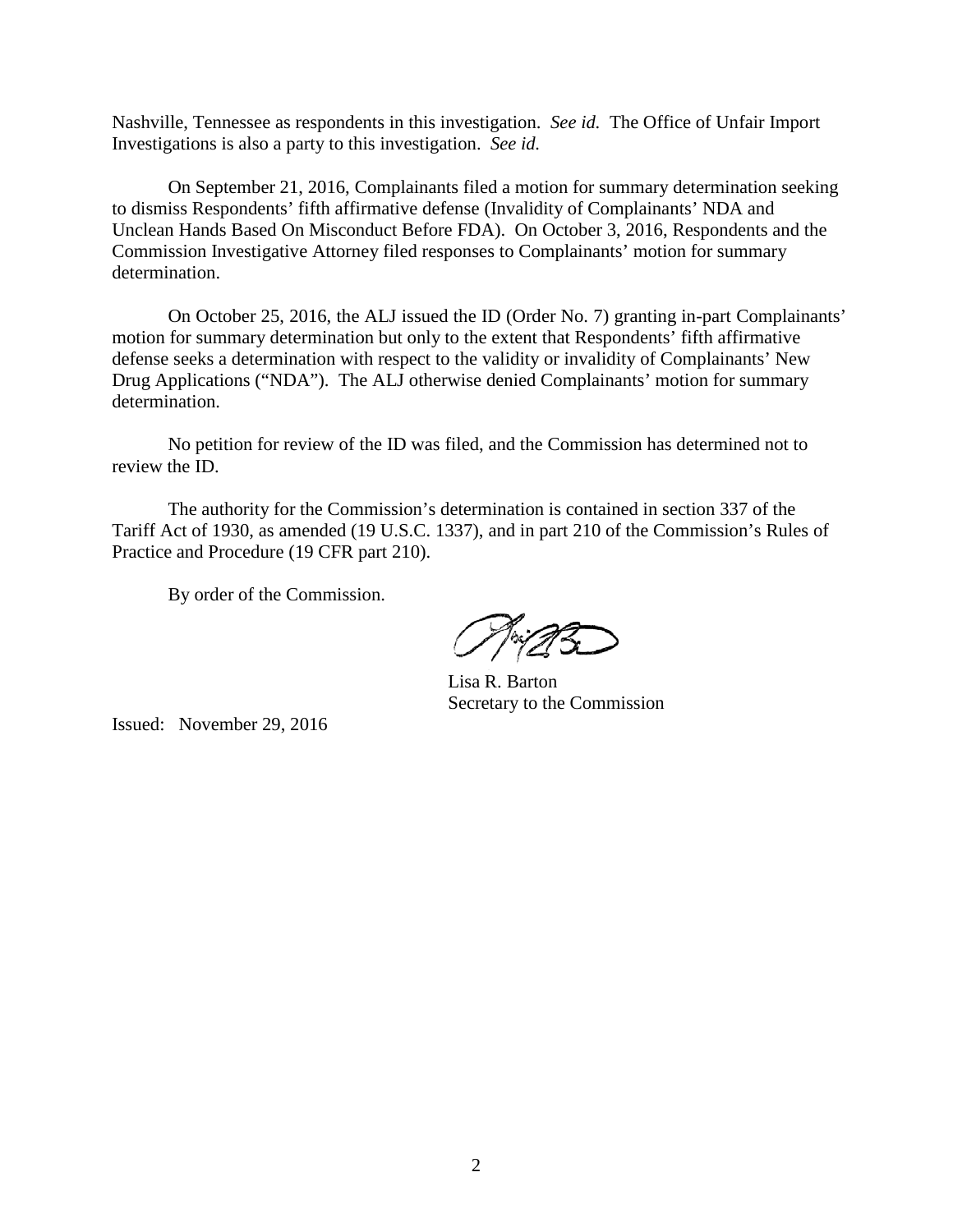Nashville, Tennessee as respondents in this investigation. *See id.* The Office of Unfair Import Investigations is also a party to this investigation. *See id.*

On September 21, 2016, Complainants filed a motion for summary determination seeking to dismiss Respondents' fifth affirmative defense (Invalidity of Complainants' NDA and Unclean Hands Based On Misconduct Before FDA). On October 3, 2016, Respondents and the Commission Investigative Attorney filed responses to Complainants' motion for summary determination.

On October 25, 2016, the ALJ issued the ID (Order No. 7) granting in-part Complainants' motion for summary determination but only to the extent that Respondents' fifth affirmative defense seeks a determination with respect to the validity or invalidity of Complainants' New Drug Applications ("NDA"). The ALJ otherwise denied Complainants' motion for summary determination.

No petition for review of the ID was filed, and the Commission has determined not to review the ID.

The authority for the Commission's determination is contained in section 337 of the Tariff Act of 1930, as amended (19 U.S.C. 1337), and in part 210 of the Commission's Rules of Practice and Procedure (19 CFR part 210).

By order of the Commission.

Lisa R. Barton
Secretary to the Commission

Issued: November 29, 2016